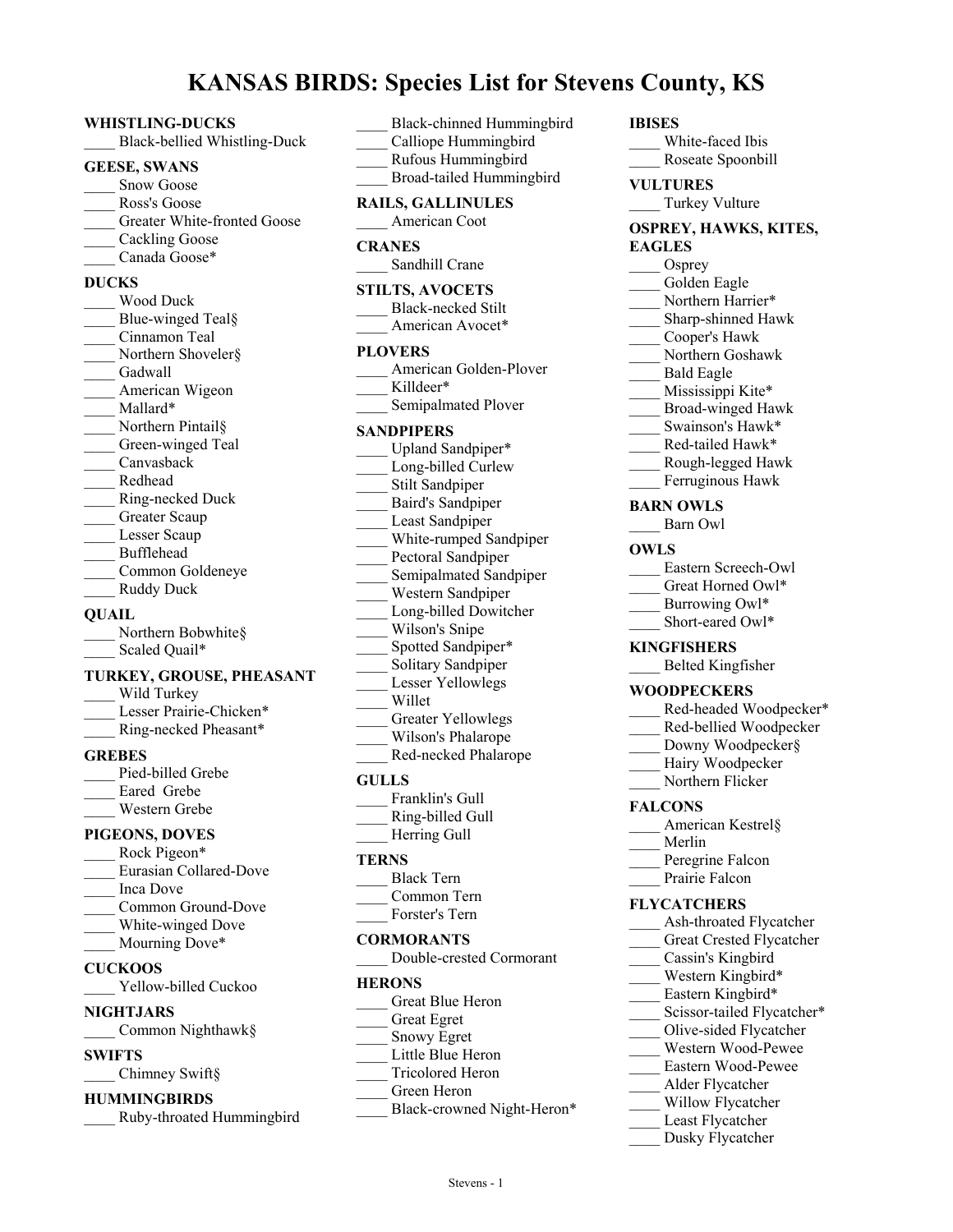# KANSAS BIRDS: Species List for Stevens County, KS

**WHISTLING-DUCKS**
____ Black-bellied Whistling-Duck

**GEESE, SWANS**
____ Snow Goose
____ Ross's Goose
____ Greater White-fronted Goose
____ Cackling Goose
____ Canada Goose*

**DUCKS**
____ Wood Duck
____ Blue-winged Teal§
____ Cinnamon Teal
____ Northern Shoveler§
____ Gadwall
____ American Wigeon
____ Mallard*
____ Northern Pintail§
____ Green-winged Teal
____ Canvasback
____ Redhead
____ Ring-necked Duck
____ Greater Scaup
____ Lesser Scaup
____ Bufflehead
____ Common Goldeneye
____ Ruddy Duck

**QUAIL**
____ Northern Bobwhite§
____ Scaled Quail*

**TURKEY, GROUSE, PHEASANT**
____ Wild Turkey
____ Lesser Prairie-Chicken*
____ Ring-necked Pheasant*

**GREBES**
____ Pied-billed Grebe
____ Eared Grebe
____ Western Grebe

**PIGEONS, DOVES**
____ Rock Pigeon*
____ Eurasian Collared-Dove
____ Inca Dove
____ Common Ground-Dove
____ White-winged Dove
____ Mourning Dove*

**CUCKOOS**
____ Yellow-billed Cuckoo

**NIGHTJARS**
____ Common Nighthawk§

**SWIFTS**
____ Chimney Swift§

**HUMMINGBIRDS**
____ Ruby-throated Hummingbird
____ Black-chinned Hummingbird
____ Calliope Hummingbird
____ Rufous Hummingbird
____ Broad-tailed Hummingbird

**RAILS, GALLINULES**
____ American Coot

**CRANES**
____ Sandhill Crane

**STILTS, AVOCETS**
____ Black-necked Stilt
____ American Avocet*

**PLOVERS**
____ American Golden-Plover
____ Killdeer*
____ Semipalmated Plover

**SANDPIPERS**
____ Upland Sandpiper*
____ Long-billed Curlew
____ Stilt Sandpiper
____ Baird's Sandpiper
____ Least Sandpiper
____ White-rumped Sandpiper
____ Pectoral Sandpiper
____ Semipalmated Sandpiper
____ Western Sandpiper
____ Long-billed Dowitcher
____ Wilson's Snipe
____ Spotted Sandpiper*
____ Solitary Sandpiper
____ Lesser Yellowlegs
____ Willet
____ Greater Yellowlegs
____ Wilson's Phalarope
____ Red-necked Phalarope

**GULLS**
____ Franklin's Gull
____ Ring-billed Gull
____ Herring Gull

**TERNS**
____ Black Tern
____ Common Tern
____ Forster's Tern

**CORMORANTS**
____ Double-crested Cormorant

**HERONS**
____ Great Blue Heron
____ Great Egret
____ Snowy Egret
____ Little Blue Heron
____ Tricolored Heron
____ Green Heron
____ Black-crowned Night-Heron*

**IBISES**
____ White-faced Ibis
____ Roseate Spoonbill

**VULTURES**
____ Turkey Vulture

**OSPREY, HAWKS, KITES, EAGLES**
____ Osprey
____ Golden Eagle
____ Northern Harrier*
____ Sharp-shinned Hawk
____ Cooper's Hawk
____ Northern Goshawk
____ Bald Eagle
____ Mississippi Kite*
____ Broad-winged Hawk
____ Swainson's Hawk*
____ Red-tailed Hawk*
____ Rough-legged Hawk
____ Ferruginous Hawk

**BARN OWLS**
____ Barn Owl

**OWLS**
____ Eastern Screech-Owl
____ Great Horned Owl*
____ Burrowing Owl*
____ Short-eared Owl*

**KINGFISHERS**
____ Belted Kingfisher

**WOODPECKERS**
____ Red-headed Woodpecker*
____ Red-bellied Woodpecker
____ Downy Woodpecker§
____ Hairy Woodpecker
____ Northern Flicker

**FALCONS**
____ American Kestrel§
____ Merlin
____ Peregrine Falcon
____ Prairie Falcon

**FLYCATCHERS**
____ Ash-throated Flycatcher
____ Great Crested Flycatcher
____ Cassin's Kingbird
____ Western Kingbird*
____ Eastern Kingbird*
____ Scissor-tailed Flycatcher*
____ Olive-sided Flycatcher
____ Western Wood-Pewee
____ Eastern Wood-Pewee
____ Alder Flycatcher
____ Willow Flycatcher
____ Least Flycatcher
____ Dusky Flycatcher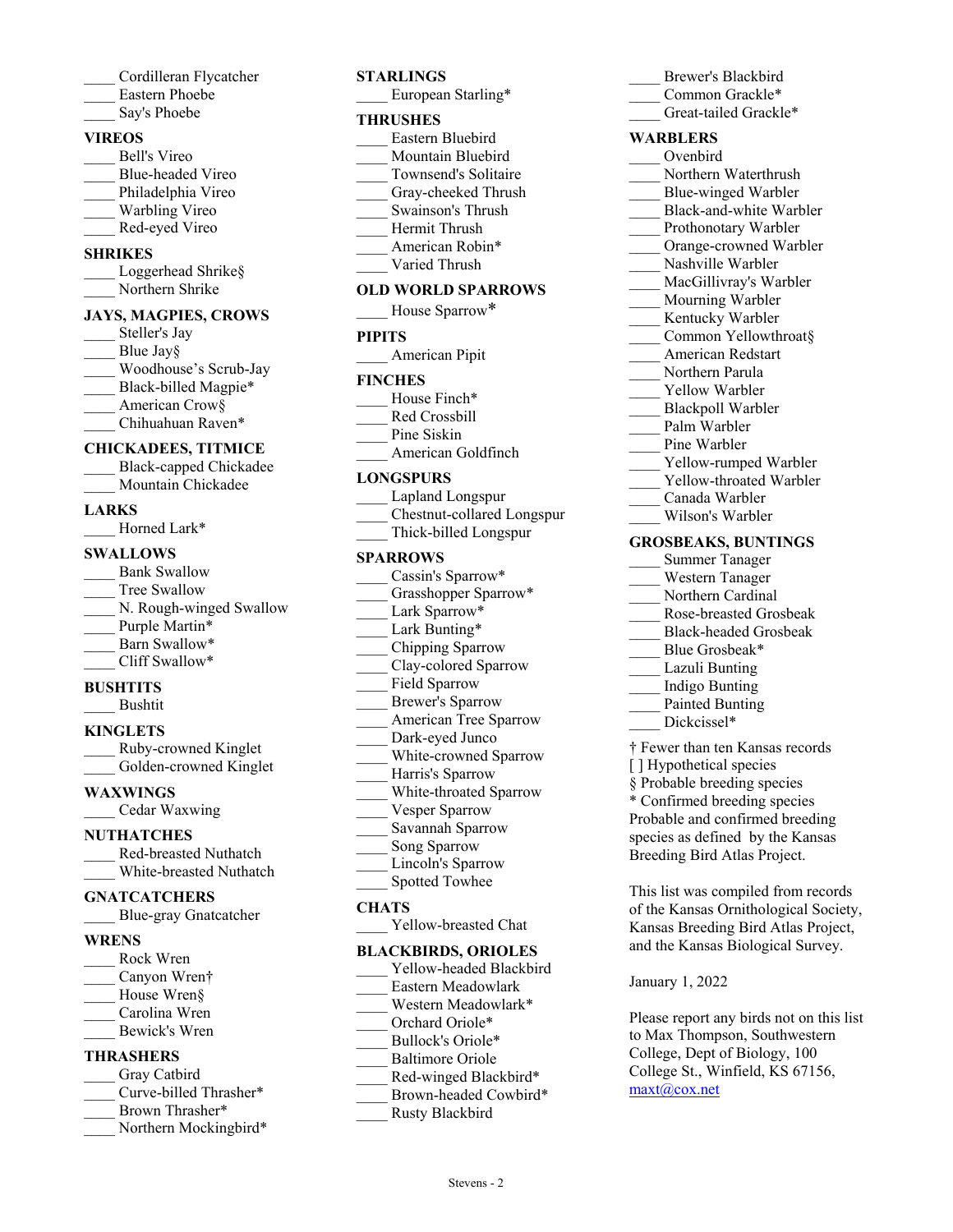____ Cordilleran Flycatcher
____ Eastern Phoebe
____ Say's Phoebe

**VIREOS**
____ Bell's Vireo
____ Blue-headed Vireo
____ Philadelphia Vireo
____ Warbling Vireo
____ Red-eyed Vireo

**SHRIKES**
____ Loggerhead Shrike§
____ Northern Shrike

**JAYS, MAGPIES, CROWS**
____ Steller's Jay
____ Blue Jay§
____ Woodhouse's Scrub-Jay
____ Black-billed Magpie*
____ American Crow§
____ Chihuahuan Raven*

**CHICKADEES, TITMICE**
____ Black-capped Chickadee
____ Mountain Chickadee

**LARKS**
____ Horned Lark*

**SWALLOWS**
____ Bank Swallow
____ Tree Swallow
____ N. Rough-winged Swallow
____ Purple Martin*
____ Barn Swallow*
____ Cliff Swallow*

**BUSHTITS**
____ Bushtit

**KINGLETS**
____ Ruby-crowned Kinglet
____ Golden-crowned Kinglet

**WAXWINGS**
____ Cedar Waxwing

**NUTHATCHES**
____ Red-breasted Nuthatch
____ White-breasted Nuthatch

**GNATCATCHERS**
____ Blue-gray Gnatcatcher

**WRENS**
____ Rock Wren
____ Canyon Wren†
____ House Wren§
____ Carolina Wren
____ Bewick's Wren

**THRASHERS**
____ Gray Catbird
____ Curve-billed Thrasher*
____ Brown Thrasher*
____ Northern Mockingbird*

**STARLINGS**
____ European Starling*

**THRUSHES**
____ Eastern Bluebird
____ Mountain Bluebird
____ Townsend's Solitaire
____ Gray-cheeked Thrush
____ Swainson's Thrush
____ Hermit Thrush
____ American Robin*
____ Varied Thrush

**OLD WORLD SPARROWS**
____ House Sparrow*

**PIPITS**
____ American Pipit

**FINCHES**
____ House Finch*
____ Red Crossbill
____ Pine Siskin
____ American Goldfinch

**LONGSPURS**
____ Lapland Longspur
____ Chestnut-collared Longspur
____ Thick-billed Longspur

**SPARROWS**
____ Cassin's Sparrow*
____ Grasshopper Sparrow*
____ Lark Sparrow*
____ Lark Bunting*
____ Chipping Sparrow
____ Clay-colored Sparrow
____ Field Sparrow
____ Brewer's Sparrow
____ American Tree Sparrow
____ Dark-eyed Junco
____ White-crowned Sparrow
____ Harris's Sparrow
____ White-throated Sparrow
____ Vesper Sparrow
____ Savannah Sparrow
____ Song Sparrow
____ Lincoln's Sparrow
____ Spotted Towhee

**CHATS**
____ Yellow-breasted Chat

**BLACKBIRDS, ORIOLES**
____ Yellow-headed Blackbird
____ Eastern Meadowlark
____ Western Meadowlark*
____ Orchard Oriole*
____ Bullock's Oriole*
____ Baltimore Oriole
____ Red-winged Blackbird*
____ Brown-headed Cowbird*
____ Rusty Blackbird
____ Brewer's Blackbird
____ Common Grackle*
____ Great-tailed Grackle*

**WARBLERS**
____ Ovenbird
____ Northern Waterthrush
____ Blue-winged Warbler
____ Black-and-white Warbler
____ Prothonotary Warbler
____ Orange-crowned Warbler
____ Nashville Warbler
____ MacGillivray's Warbler
____ Mourning Warbler
____ Kentucky Warbler
____ Common Yellowthroat§
____ American Redstart
____ Northern Parula
____ Yellow Warbler
____ Blackpoll Warbler
____ Palm Warbler
____ Pine Warbler
____ Yellow-rumped Warbler
____ Yellow-throated Warbler
____ Canada Warbler
____ Wilson's Warbler

**GROSBEAKS, BUNTINGS**
____ Summer Tanager
____ Western Tanager
____ Northern Cardinal
____ Rose-breasted Grosbeak
____ Black-headed Grosbeak
____ Blue Grosbeak*
____ Lazuli Bunting
____ Indigo Bunting
____ Painted Bunting
____ Dickcissel*

† Fewer than ten Kansas records
[ ] Hypothetical species
§ Probable breeding species
* Confirmed breeding species
Probable and confirmed breeding species as defined by the Kansas Breeding Bird Atlas Project.

This list was compiled from records of the Kansas Ornithological Society, Kansas Breeding Bird Atlas Project, and the Kansas Biological Survey.

January 1, 2022

Please report any birds not on this list to Max Thompson, Southwestern College, Dept of Biology, 100 College St., Winfield, KS 67156, maxt@cox.net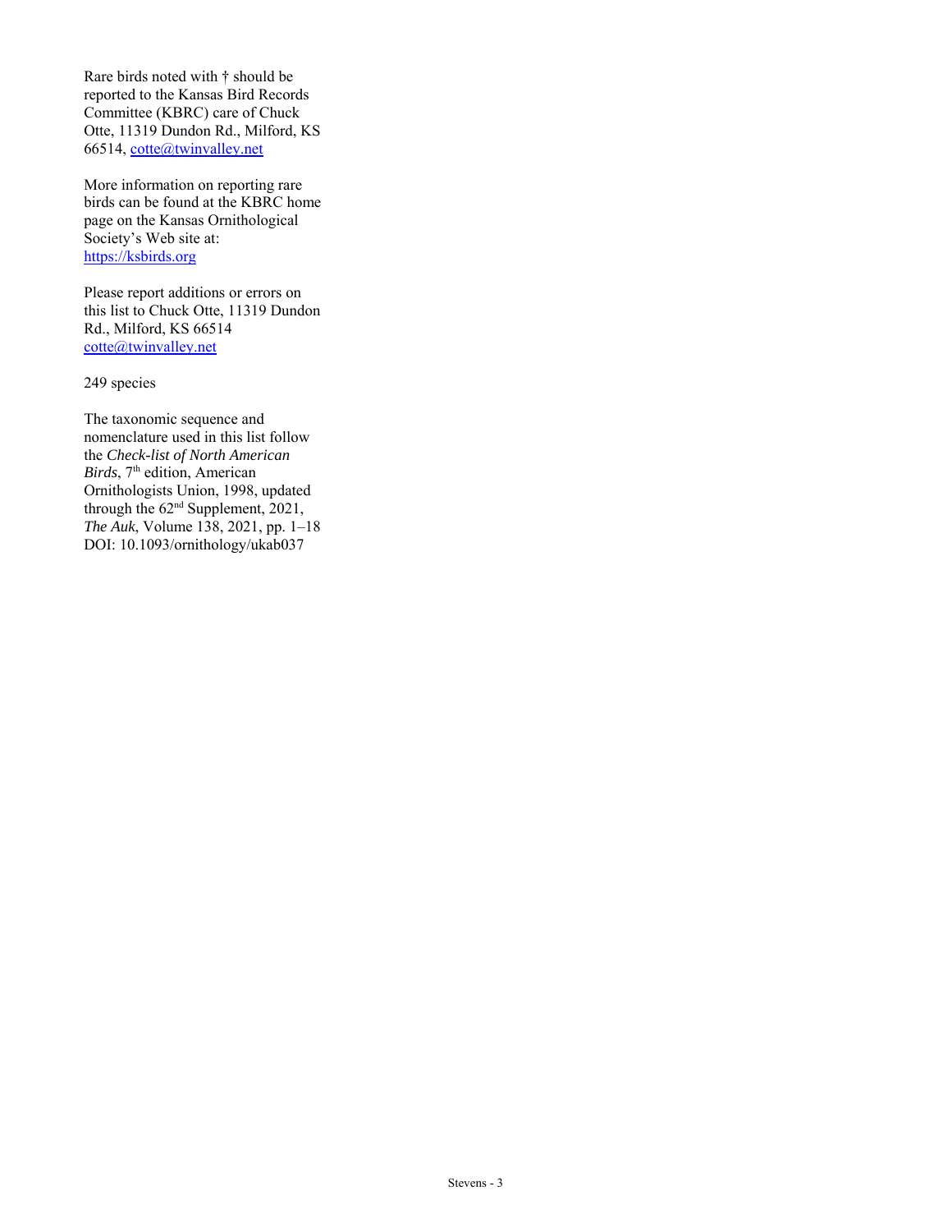Rare birds noted with † should be reported to the Kansas Bird Records Committee (KBRC) care of Chuck Otte, 11319 Dundon Rd., Milford, KS 66514, cotte@twinvalley.net

More information on reporting rare birds can be found at the KBRC home page on the Kansas Ornithological Society's Web site at: https://ksbirds.org

Please report additions or errors on this list to Chuck Otte, 11319 Dundon Rd., Milford, KS 66514 cotte@twinvalley.net

249 species

The taxonomic sequence and nomenclature used in this list follow the *Check-list of North American Birds*, 7th edition, American Ornithologists Union, 1998, updated through the 62nd Supplement, 2021, *The Auk*, Volume 138, 2021, pp. 1–18 DOI: 10.1093/ornithology/ukab037